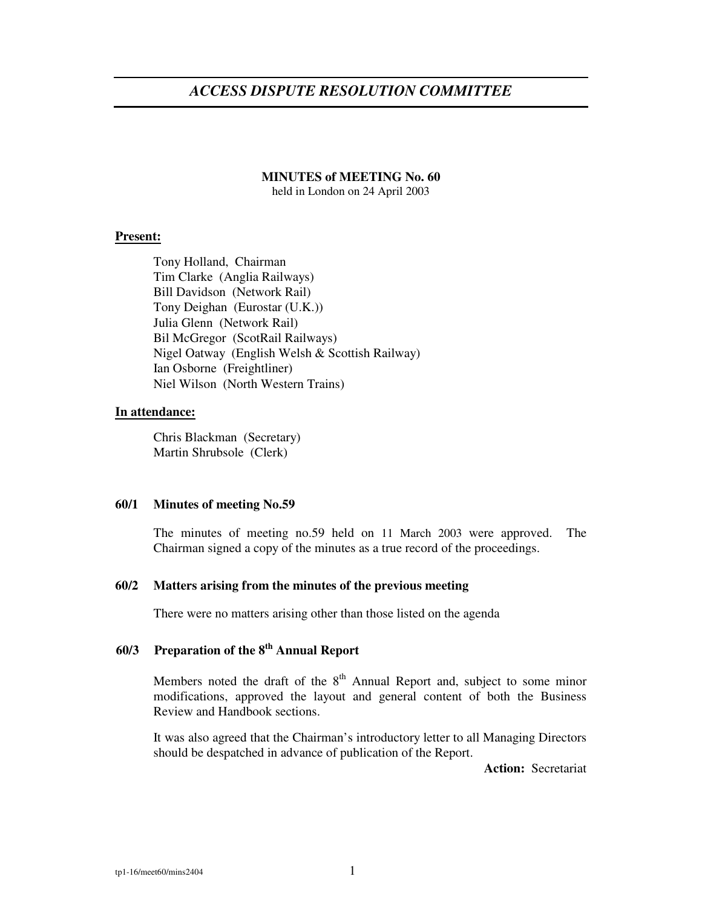# *ACCESS DISPUTE RESOLUTION COMMITTEE*

**MINUTES of MEETING No. 60**
held in London on 24 April 2003

**Present:**

Tony Holland, Chairman
Tim Clarke (Anglia Railways)
Bill Davidson (Network Rail)
Tony Deighan (Eurostar (U.K.))
Julia Glenn (Network Rail)
Bil McGregor (ScotRail Railways)
Nigel Oatway (English Welsh & Scottish Railway)
Ian Osborne (Freightliner)
Niel Wilson (North Western Trains)

**In attendance:**

Chris Blackman (Secretary)
Martin Shrubsole (Clerk)

**60/1 Minutes of meeting No.59**

The minutes of meeting no.59 held on 11 March 2003 were approved. The Chairman signed a copy of the minutes as a true record of the proceedings.

**60/2 Matters arising from the minutes of the previous meeting**

There were no matters arising other than those listed on the agenda

**60/3 Preparation of the 8th Annual Report**

Members noted the draft of the 8th Annual Report and, subject to some minor modifications, approved the layout and general content of both the Business Review and Handbook sections.

It was also agreed that the Chairman's introductory letter to all Managing Directors should be despatched in advance of publication of the Report.

**Action:** Secretariat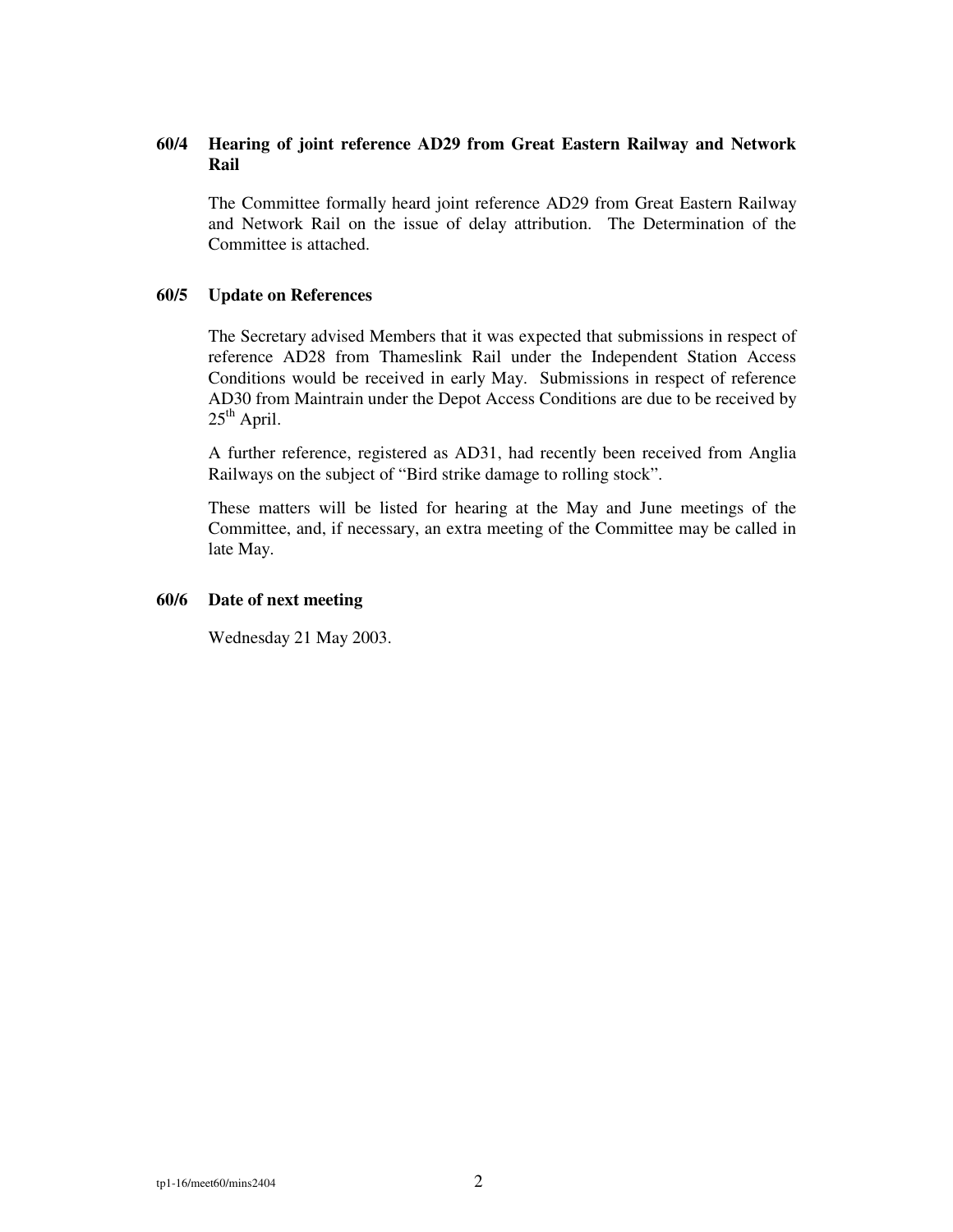**60/4 Hearing of joint reference AD29 from Great Eastern Railway and Network Rail**

The Committee formally heard joint reference AD29 from Great Eastern Railway and Network Rail on the issue of delay attribution. The Determination of the Committee is attached.

**60/5 Update on References**

The Secretary advised Members that it was expected that submissions in respect of reference AD28 from Thameslink Rail under the Independent Station Access Conditions would be received in early May. Submissions in respect of reference AD30 from Maintrain under the Depot Access Conditions are due to be received by 25th April.

A further reference, registered as AD31, had recently been received from Anglia Railways on the subject of "Bird strike damage to rolling stock".

These matters will be listed for hearing at the May and June meetings of the Committee, and, if necessary, an extra meeting of the Committee may be called in late May.

**60/6 Date of next meeting**

Wednesday 21 May 2003.